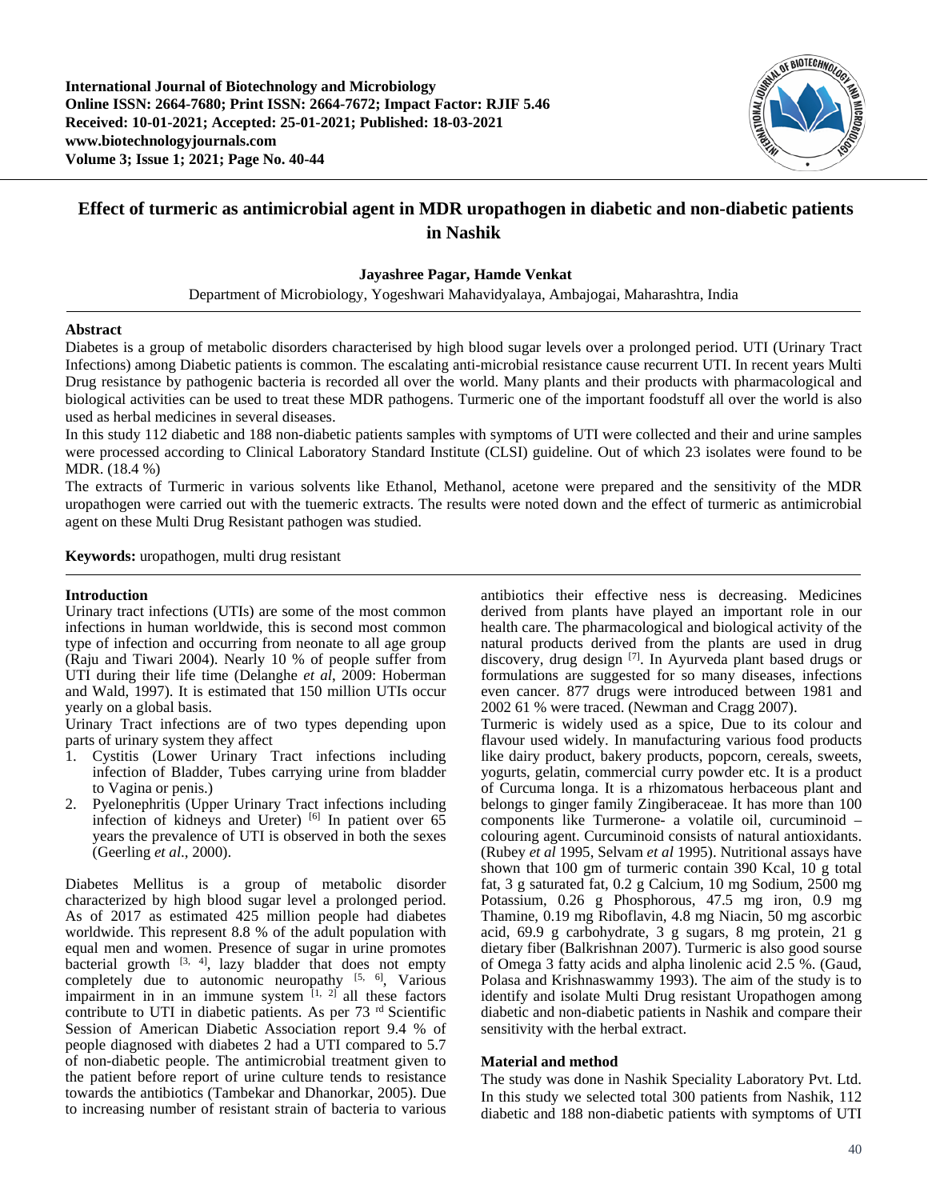International Journal of Biotechnology and Microbiology
Online ISSN: 2664-7680; Print ISSN: 2664-7672; Impact Factor: RJIF 5.46
Received: 10-01-2021; Accepted: 25-01-2021; Published: 18-03-2021
www.biotechnologyjournals.com
Volume 3; Issue 1; 2021; Page No. 40-44

# Effect of turmeric as antimicrobial agent in MDR uropathogen in diabetic and non-diabetic patients in Nashik

**Jayashree Pagar, Hamde Venkat**

Department of Microbiology, Yogeshwari Mahavidyalaya, Ambajogai, Maharashtra, India

## Abstract

Diabetes is a group of metabolic disorders characterised by high blood sugar levels over a prolonged period. UTI (Urinary Tract Infections) among Diabetic patients is common. The escalating anti-microbial resistance cause recurrent UTI. In recent years Multi Drug resistance by pathogenic bacteria is recorded all over the world. Many plants and their products with pharmacological and biological activities can be used to treat these MDR pathogens. Turmeric one of the important foodstuff all over the world is also used as herbal medicines in several diseases.

In this study 112 diabetic and 188 non-diabetic patients samples with symptoms of UTI were collected and their and urine samples were processed according to Clinical Laboratory Standard Institute (CLSI) guideline. Out of which 23 isolates were found to be MDR. (18.4 %)

The extracts of Turmeric in various solvents like Ethanol, Methanol, acetone were prepared and the sensitivity of the MDR uropathogen were carried out with the tuemeric extracts. The results were noted down and the effect of turmeric as antimicrobial agent on these Multi Drug Resistant pathogen was studied.

**Keywords:** uropathogen, multi drug resistant

## Introduction

Urinary tract infections (UTIs) are some of the most common infections in human worldwide, this is second most common type of infection and occurring from neonate to all age group (Raju and Tiwari 2004). Nearly 10 % of people suffer from UTI during their life time (Delanghe *et al*, 2009: Hoberman and Wald, 1997). It is estimated that 150 million UTIs occur yearly on a global basis.

Urinary Tract infections are of two types depending upon parts of urinary system they affect

1. Cystitis (Lower Urinary Tract infections including infection of Bladder, Tubes carrying urine from bladder to Vagina or penis.)
2. Pyelonephritis (Upper Urinary Tract infections including infection of kidneys and Ureter) [6] In patient over 65 years the prevalence of UTI is observed in both the sexes (Geerling *et al*., 2000).

Diabetes Mellitus is a group of metabolic disorder characterized by high blood sugar level a prolonged period. As of 2017 as estimated 425 million people had diabetes worldwide. This represent 8.8 % of the adult population with equal men and women. Presence of sugar in urine promotes bacterial growth [3, 4], lazy bladder that does not empty completely due to autonomic neuropathy [5, 6], Various impairment in in an immune system [1, 2] all these factors contribute to UTI in diabetic patients. As per 73 rd Scientific Session of American Diabetic Association report 9.4 % of people diagnosed with diabetes 2 had a UTI compared to 5.7 of non-diabetic people. The antimicrobial treatment given to the patient before report of urine culture tends to resistance towards the antibiotics (Tambekar and Dhanorkar, 2005). Due to increasing number of resistant strain of bacteria to various antibiotics their effective ness is decreasing. Medicines derived from plants have played an important role in our health care. The pharmacological and biological activity of the natural products derived from the plants are used in drug discovery, drug design [7]. In Ayurveda plant based drugs or formulations are suggested for so many diseases, infections even cancer. 877 drugs were introduced between 1981 and 2002 61 % were traced. (Newman and Cragg 2007).

Turmeric is widely used as a spice, Due to its colour and flavour used widely. In manufacturing various food products like dairy product, bakery products, popcorn, cereals, sweets, yogurts, gelatin, commercial curry powder etc. It is a product of Curcuma longa. It is a rhizomatous herbaceous plant and belongs to ginger family Zingiberaceae. It has more than 100 components like Turmerone- a volatile oil, curcuminoid – colouring agent. Curcuminoid consists of natural antioxidants. (Rubey *et al* 1995, Selvam *et al* 1995). Nutritional assays have shown that 100 gm of turmeric contain 390 Kcal, 10 g total fat, 3 g saturated fat, 0.2 g Calcium, 10 mg Sodium, 2500 mg Potassium, 0.26 g Phosphorous, 47.5 mg iron, 0.9 mg Thamine, 0.19 mg Riboflavin, 4.8 mg Niacin, 50 mg ascorbic acid, 69.9 g carbohydrate, 3 g sugars, 8 mg protein, 21 g dietary fiber (Balkrishnan 2007). Turmeric is also good sourse of Omega 3 fatty acids and alpha linolenic acid 2.5 %. (Gaud, Polasa and Krishnaswammy 1993). The aim of the study is to identify and isolate Multi Drug resistant Uropathogen among diabetic and non-diabetic patients in Nashik and compare their sensitivity with the herbal extract.

## Material and method

The study was done in Nashik Speciality Laboratory Pvt. Ltd. In this study we selected total 300 patients from Nashik, 112 diabetic and 188 non-diabetic patients with symptoms of UTI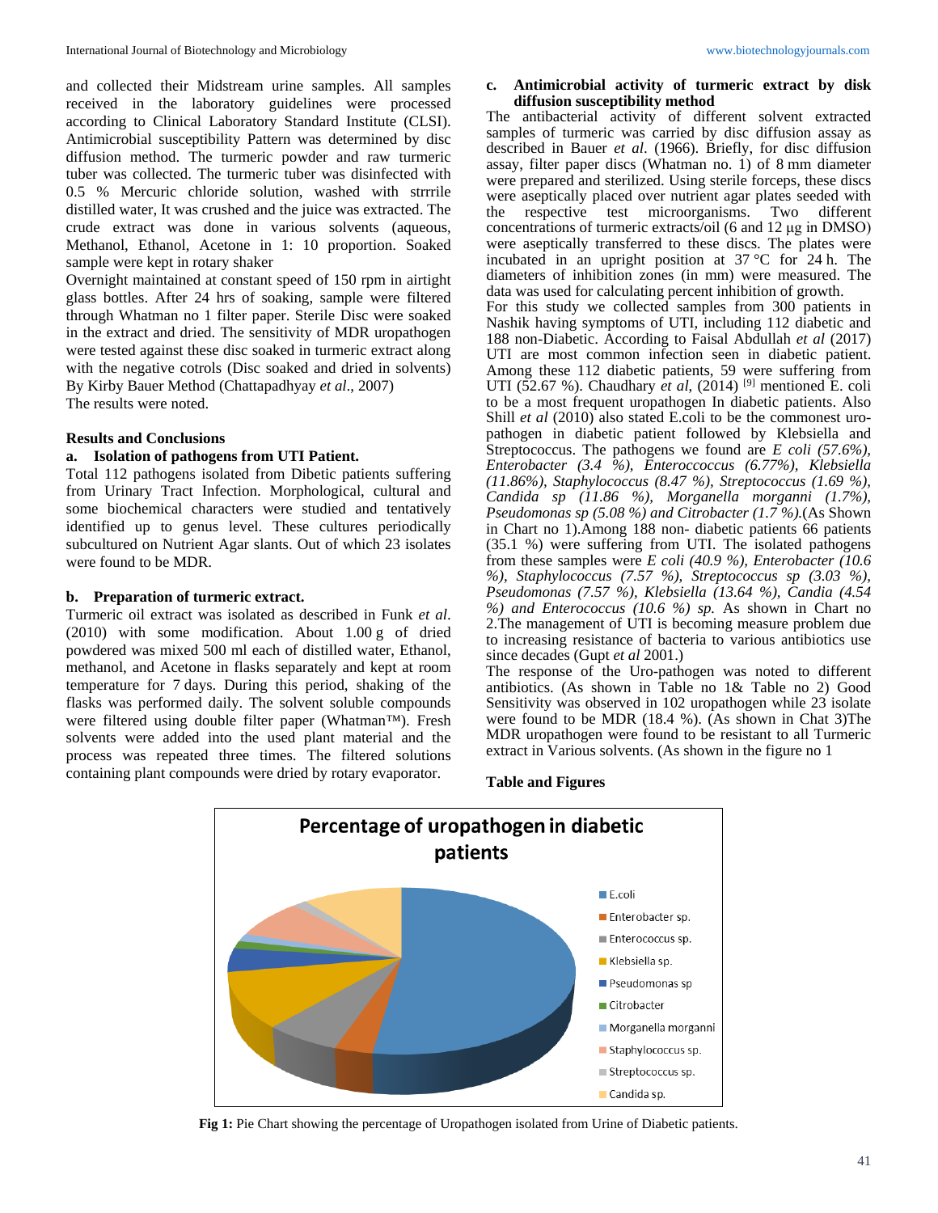and collected their Midstream urine samples. All samples received in the laboratory guidelines were processed according to Clinical Laboratory Standard Institute (CLSI). Antimicrobial susceptibility Pattern was determined by disc diffusion method. The turmeric powder and raw turmeric tuber was collected. The turmeric tuber was disinfected with 0.5 % Mercuric chloride solution, washed with strrrile distilled water, It was crushed and the juice was extracted. The crude extract was done in various solvents (aqueous, Methanol, Ethanol, Acetone in 1: 10 proportion. Soaked sample were kept in rotary shaker

Overnight maintained at constant speed of 150 rpm in airtight glass bottles. After 24 hrs of soaking, sample were filtered through Whatman no 1 filter paper. Sterile Disc were soaked in the extract and dried. The sensitivity of MDR uropathogen were tested against these disc soaked in turmeric extract along with the negative cotrols (Disc soaked and dried in solvents) By Kirby Bauer Method (Chattapadhyay *et al*., 2007)

The results were noted.

## Results and Conclusions

### a. Isolation of pathogens from UTI Patient.

Total 112 pathogens isolated from Dibetic patients suffering from Urinary Tract Infection. Morphological, cultural and some biochemical characters were studied and tentatively identified up to genus level. These cultures periodically subcultured on Nutrient Agar slants. Out of which 23 isolates were found to be MDR.

### b. Preparation of turmeric extract.

Turmeric oil extract was isolated as described in Funk *et al*. (2010) with some modification. About 1.00 g of dried powdered was mixed 500 ml each of distilled water, Ethanol, methanol, and Acetone in flasks separately and kept at room temperature for 7 days. During this period, shaking of the flasks was performed daily. The solvent soluble compounds were filtered using double filter paper (Whatman™). Fresh solvents were added into the used plant material and the process was repeated three times. The filtered solutions containing plant compounds were dried by rotary evaporator.

### c. Antimicrobial activity of turmeric extract by disk diffusion susceptibility method

The antibacterial activity of different solvent extracted samples of turmeric was carried by disc diffusion assay as described in Bauer *et al*. (1966). Briefly, for disc diffusion assay, filter paper discs (Whatman no. 1) of 8 mm diameter were prepared and sterilized. Using sterile forceps, these discs were aseptically placed over nutrient agar plates seeded with the respective test microorganisms. Two different concentrations of turmeric extracts/oil (6 and 12 μg in DMSO) were aseptically transferred to these discs. The plates were incubated in an upright position at 37 °C for 24 h. The diameters of inhibition zones (in mm) were measured. The data was used for calculating percent inhibition of growth.

For this study we collected samples from 300 patients in Nashik having symptoms of UTI, including 112 diabetic and 188 non-Diabetic. According to Faisal Abdullah *et al* (2017) UTI are most common infection seen in diabetic patient. Among these 112 diabetic patients, 59 were suffering from UTI (52.67 %). Chaudhary *et al*, (2014) [9] mentioned E. coli to be a most frequent uropathogen In diabetic patients. Also Shill *et al* (2010) also stated E.coli to be the commonest uro-pathogen in diabetic patient followed by Klebsiella and Streptococcus. The pathogens we found are *E coli (57.6%), Enterobacter (3.4 %), Enteroccoccus (6.77%), Klebsiella (11.86%), Staphylococcus (8.47 %), Streptococcus (1.69 %), Candida sp (11.86 %), Morganella morganni (1.7%), Pseudomonas sp (5.08 %) and Citrobacter (1.7 %).*(As Shown in Chart no 1).Among 188 non- diabetic patients 66 patients (35.1 %) were suffering from UTI. The isolated pathogens from these samples were *E coli (40.9 %), Enterobacter (10.6 %), Staphylococcus (7.57 %), Streptococcus sp (3.03 %), Pseudomonas (7.57 %), Klebsiella (13.64 %), Candia (4.54 %) and Enterococcus (10.6 %) sp.* As shown in Chart no 2.The management of UTI is becoming measure problem due to increasing resistance of bacteria to various antibiotics use since decades (Gupt *et al* 2001.)

The response of the Uro-pathogen was noted to different antibiotics. (As shown in Table no 1& Table no 2) Good Sensitivity was observed in 102 uropathogen while 23 isolate were found to be MDR (18.4 %). (As shown in Chat 3)The MDR uropathogen were found to be resistant to all Turmeric extract in Various solvents. (As shown in the figure no 1

**Table and Figures**

**Percentage of uropathogen in diabetic patients**

Legend: E.coli; Enterobacter sp.; Enterococcus sp.; Klebsiella sp.; Pseudomonas sp; Citrobacter; Morganella morganni; Staphylococcus sp.; Streptococcus sp.; Candida sp.

**Fig 1:** Pie Chart showing the percentage of Uropathogen isolated from Urine of Diabetic patients.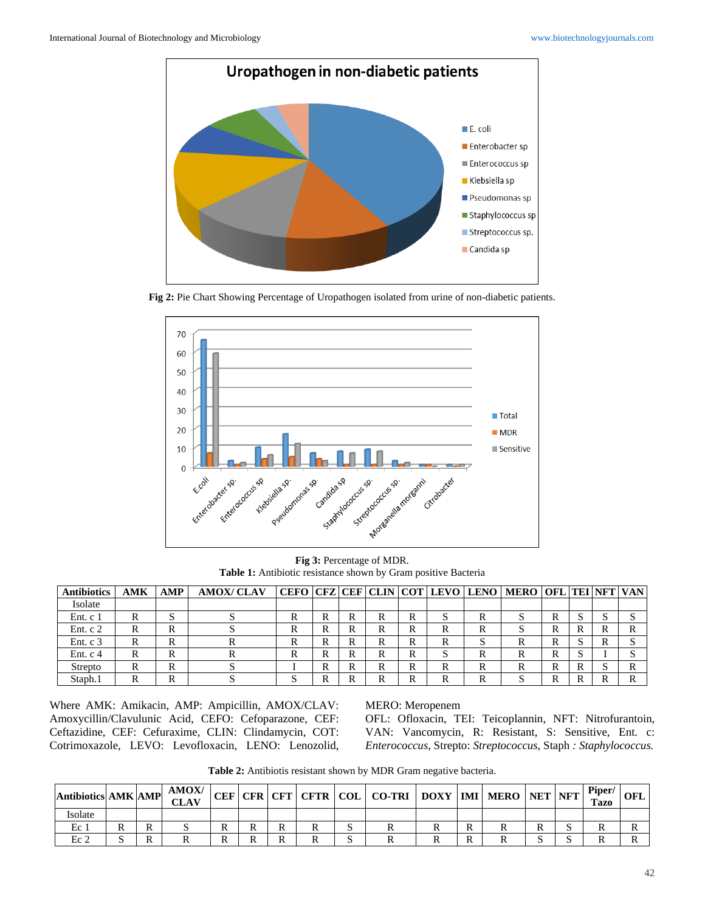**Fig 2:** Pie Chart Showing Percentage of Uropathogen isolated from urine of non-diabetic patients.

**Fig 3:** Percentage of MDR.

**Table 1:** Antibiotic resistance shown by Gram positive Bacteria

| Antibiotics | AMK | AMP | AMOX/ CLAV | CEFO | CFZ | CEF | CLIN | COT | LEVO | LENO | MERO | OFL | TEI | NFT | VAN |
|---|---|---|---|---|---|---|---|---|---|---|---|---|---|---|---|
| Isolate | | | | | | | | | | | | | | | |
| Ent. c 1 | R | S | S | R | R | R | R | R | S | R | S | R | S | S | S |
| Ent. c 2 | R | R | S | R | R | R | R | R | R | R | S | R | R | R | R |
| Ent. c 3 | R | R | R | R | R | R | R | R | R | S | R | R | S | R | S |
| Ent. c 4 | R | R | R | R | R | R | R | R | S | R | R | R | S | I | S |
| Strepto | R | R | S | I | R | R | R | R | R | R | R | R | R | S | R |
| Staph.1 | R | R | S | S | R | R | R | R | R | R | S | R | R | R | R |

Where AMK: Amikacin, AMP: Ampicillin, AMOX/CLAV: Amoxycillin/Clavulunic Acid, CEFO: Cefoparazone, CEF: Ceftazidine, CEF: Cefuraxime, CLIN: Clindamycin, COT: Cotrimoxazole, LEVO: Levofloxacin, LENO: Lenozolid, MERO: Meropenem

OFL: Ofloxacin, TEI: Teicoplannin, NFT: Nitrofurantoin, VAN: Vancomycin, R: Resistant, S: Sensitive, Ent. c: *Enterococcus*, Strepto: *Streptococcus*, Staph *: Staphylococcus.*

**Table 2:** Antibiotis resistant shown by MDR Gram negative bacteria.

| Antibiotics | AMK | AMP | AMOX/ CLAV | CEF | CFR | CFT | CFTR | COL | CO-TRI | DOXY | IMI | MERO | NET | NFT | Piper/ Tazo | OFL |
|---|---|---|---|---|---|---|---|---|---|---|---|---|---|---|---|---|
| Isolate | | | | | | | | | | | | | | | | |
| Ec 1 | R | R | S | R | R | R | R | S | R | R | R | R | R | S | R | R |
| Ec 2 | S | R | R | R | R | R | R | S | R | R | R | R | S | S | R | R |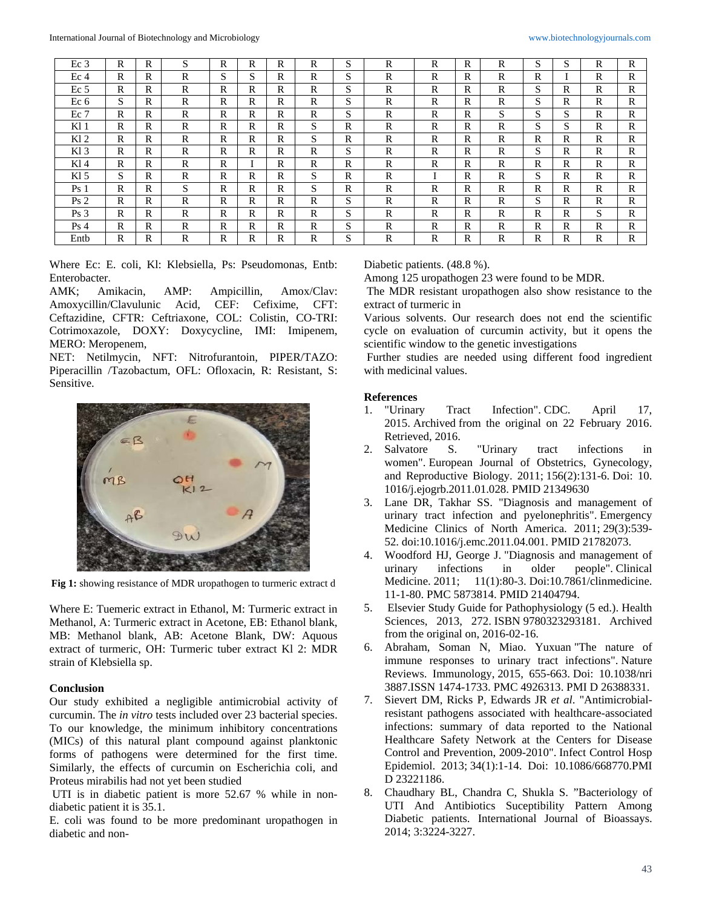| Ec 3 | R | R | S | R | R | R | R | S | R | R | R | R | S | S | R | R |
|---|---|---|---|---|---|---|---|---|---|---|---|---|---|---|---|---|
| Ec 4 | R | R | R | S | S | R | R | S | R | R | R | R | R | I | R | R |
| Ec 5 | R | R | R | R | R | R | R | S | R | R | R | R | S | R | R | R |
| Ec 6 | S | R | R | R | R | R | R | S | R | R | R | R | S | R | R | R |
| Ec 7 | R | R | R | R | R | R | R | S | R | R | R | S | S | S | R | R |
| Kl 1 | R | R | R | R | R | R | S | R | R | R | R | R | S | S | R | R |
| Kl 2 | R | R | R | R | R | R | S | R | R | R | R | R | R | R | R | R |
| Kl 3 | R | R | R | R | R | R | R | S | R | R | R | R | S | R | R | R |
| Kl 4 | R | R | R | R | I | R | R | R | R | R | R | R | R | R | R | R |
| Kl 5 | S | R | R | R | R | R | S | R | R | I | R | R | S | R | R | R |
| Ps 1 | R | R | S | R | R | R | S | R | R | R | R | R | R | R | R | R |
| Ps 2 | R | R | R | R | R | R | R | S | R | R | R | R | S | R | R | R |
| Ps 3 | R | R | R | R | R | R | R | S | R | R | R | R | R | R | S | R |
| Ps 4 | R | R | R | R | R | R | R | S | R | R | R | R | R | R | R | R |
| Entb | R | R | R | R | R | R | R | S | R | R | R | R | R | R | R | R |

Where Ec: E. coli, Kl: Klebsiella, Ps: Pseudomonas, Entb: Enterobacter.

AMK; Amikacin, AMP: Ampicillin, Amox/Clav: Amoxycillin/Clavulunic Acid, CEF: Cefixime, CFT: Ceftazidine, CFTR: Ceftriaxone, COL: Colistin, CO-TRI: Cotrimoxazole, DOXY: Doxycycline, IMI: Imipenem, MERO: Meropenem,

NET: Netilmycin, NFT: Nitrofurantoin, PIPER/TAZO: Piperacillin /Tazobactum, OFL: Ofloxacin, R: Resistant, S: Sensitive.

**Fig 1:** showing resistance of MDR uropathogen to turmeric extract d

Where E: Tuemeric extract in Ethanol, M: Turmeric extract in Methanol, A: Turmeric extract in Acetone, EB: Ethanol blank, MB: Methanol blank, AB: Acetone Blank, DW: Aquous extract of turmeric, OH: Turmeric tuber extract Kl 2: MDR strain of Klebsiella sp.

## Conclusion

Our study exhibited a negligible antimicrobial activity of curcumin. The *in vitro* tests included over 23 bacterial species. To our knowledge, the minimum inhibitory concentrations (MICs) of this natural plant compound against planktonic forms of pathogens were determined for the first time. Similarly, the effects of curcumin on Escherichia coli, and Proteus mirabilis had not yet been studied

UTI is in diabetic patient is more 52.67 % while in non-diabetic patient it is 35.1.

E. coli was found to be more predominant uropathogen in diabetic and non-Diabetic patients. (48.8 %).

Among 125 uropathogen 23 were found to be MDR.

The MDR resistant uropathogen also show resistance to the extract of turmeric in

Various solvents. Our research does not end the scientific cycle on evaluation of curcumin activity, but it opens the scientific window to the genetic investigations

Further studies are needed using different food ingredient with medicinal values.

## References

1. "Urinary Tract Infection". CDC. April 17, 2015. Archived from the original on 22 February 2016. Retrieved, 2016.
2. Salvatore S. "Urinary tract infections in women". European Journal of Obstetrics, Gynecology, and Reproductive Biology. 2011; 156(2):131-6. Doi: 10. 1016/j.ejogrb.2011.01.028. PMID 21349630
3. Lane DR, Takhar SS. "Diagnosis and management of urinary tract infection and pyelonephritis". Emergency Medicine Clinics of North America. 2011; 29(3):539-52. doi:10.1016/j.emc.2011.04.001. PMID 21782073.
4. Woodford HJ, George J. "Diagnosis and management of urinary infections in older people". Clinical Medicine. 2011; 11(1):80-3. Doi:10.7861/clinmedicine. 11-1-80. PMC 5873814. PMID 21404794.
5. Elsevier Study Guide for Pathophysiology (5 ed.). Health Sciences, 2013, 272. ISBN 9780323293181. Archived from the original on, 2016-02-16.
6. Abraham, Soman N, Miao. Yuxuan "The nature of immune responses to urinary tract infections". Nature Reviews. Immunology, 2015, 655-663. Doi: 10.1038/nri 3887.ISSN 1474-1733. PMC 4926313. PMI D 26388331.
7. Sievert DM, Ricks P, Edwards JR *et al*. "Antimicrobial-resistant pathogens associated with healthcare-associated infections: summary of data reported to the National Healthcare Safety Network at the Centers for Disease Control and Prevention, 2009-2010". Infect Control Hosp Epidemiol. 2013; 34(1):1-14. Doi: 10.1086/668770.PMI D 23221186.
8. Chaudhary BL, Chandra C, Shukla S. "Bacteriology of UTI And Antibiotics Suceptibility Pattern Among Diabetic patients. International Journal of Bioassays. 2014; 3:3224-3227.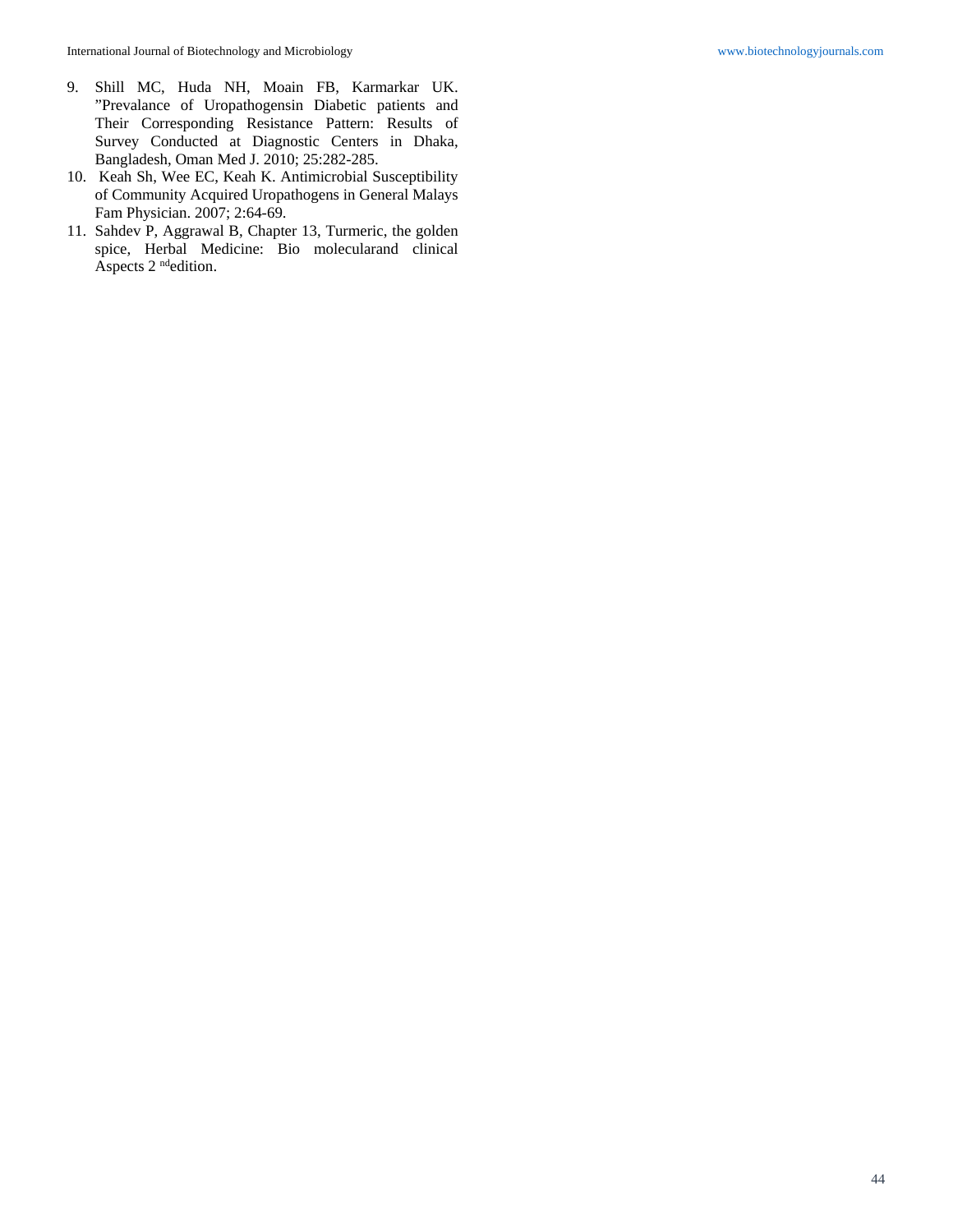9. Shill MC, Huda NH, Moain FB, Karmarkar UK. "Prevalance of Uropathogensin Diabetic patients and Their Corresponding Resistance Pattern: Results of Survey Conducted at Diagnostic Centers in Dhaka, Bangladesh, Oman Med J. 2010; 25:282-285.
10. Keah Sh, Wee EC, Keah K. Antimicrobial Susceptibility of Community Acquired Uropathogens in General Malays Fam Physician. 2007; 2:64-69.
11. Sahdev P, Aggrawal B, Chapter 13, Turmeric, the golden spice, Herbal Medicine: Bio molecularand clinical Aspects 2 ndedition.